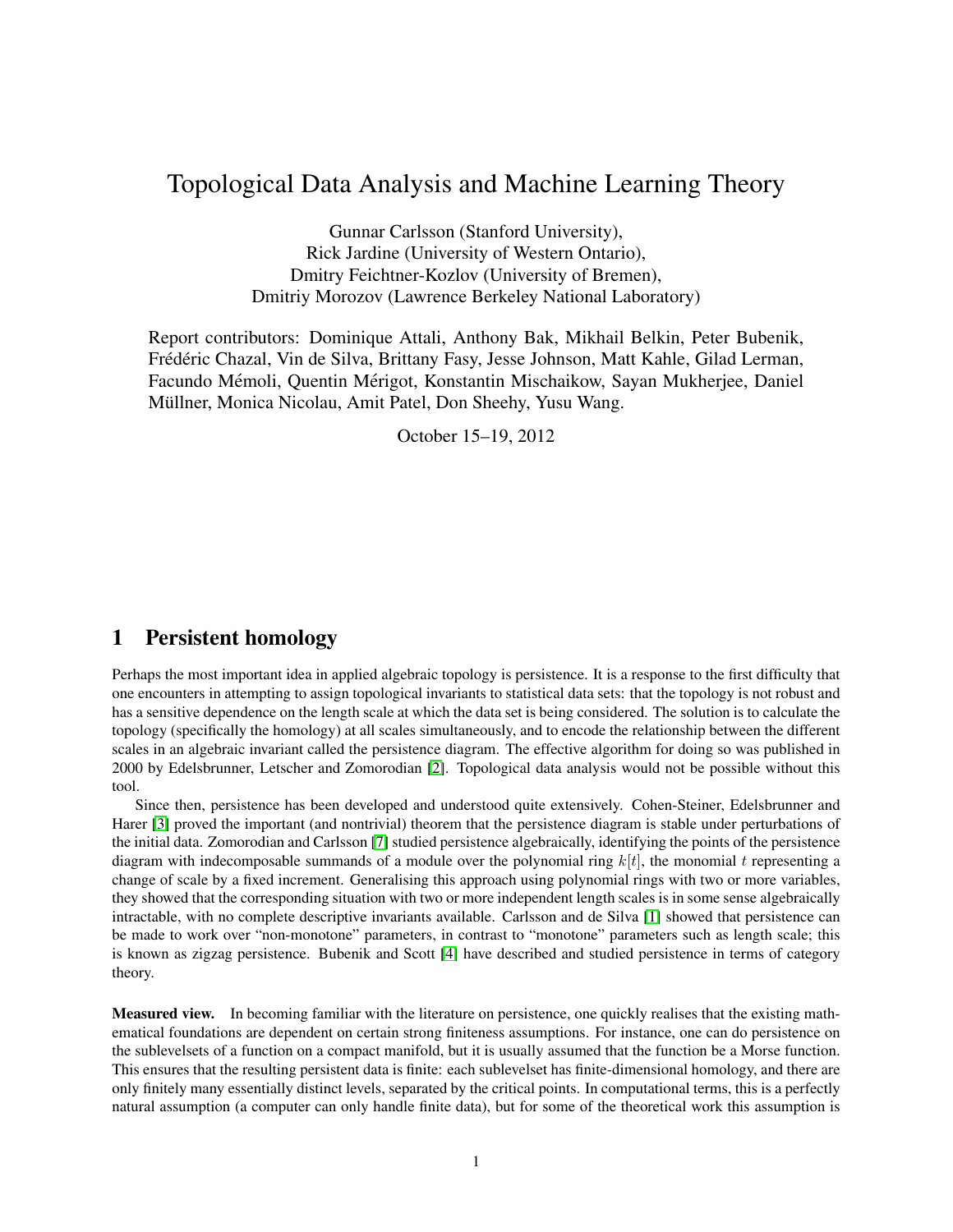# Topological Data Analysis and Machine Learning Theory

Gunnar Carlsson (Stanford University),
Rick Jardine (University of Western Ontario),
Dmitry Feichtner-Kozlov (University of Bremen),
Dmitriy Morozov (Lawrence Berkeley National Laboratory)

Report contributors: Dominique Attali, Anthony Bak, Mikhail Belkin, Peter Bubenik, Frédéric Chazal, Vin de Silva, Brittany Fasy, Jesse Johnson, Matt Kahle, Gilad Lerman, Facundo Mémoli, Quentin Mérigot, Konstantin Mischaikow, Sayan Mukherjee, Daniel Müllner, Monica Nicolau, Amit Patel, Don Sheehy, Yusu Wang.

October 15–19, 2012

## 1 Persistent homology

Perhaps the most important idea in applied algebraic topology is persistence. It is a response to the first difficulty that one encounters in attempting to assign topological invariants to statistical data sets: that the topology is not robust and has a sensitive dependence on the length scale at which the data set is being considered. The solution is to calculate the topology (specifically the homology) at all scales simultaneously, and to encode the relationship between the different scales in an algebraic invariant called the persistence diagram. The effective algorithm for doing so was published in 2000 by Edelsbrunner, Letscher and Zomorodian [2]. Topological data analysis would not be possible without this tool.

Since then, persistence has been developed and understood quite extensively. Cohen-Steiner, Edelsbrunner and Harer [3] proved the important (and nontrivial) theorem that the persistence diagram is stable under perturbations of the initial data. Zomorodian and Carlsson [7] studied persistence algebraically, identifying the points of the persistence diagram with indecomposable summands of a module over the polynomial ring $k[t]$, the monomial $t$ representing a change of scale by a fixed increment. Generalising this approach using polynomial rings with two or more variables, they showed that the corresponding situation with two or more independent length scales is in some sense algebraically intractable, with no complete descriptive invariants available. Carlsson and de Silva [1] showed that persistence can be made to work over "non-monotone" parameters, in contrast to "monotone" parameters such as length scale; this is known as zigzag persistence. Bubenik and Scott [4] have described and studied persistence in terms of category theory.

**Measured view.** In becoming familiar with the literature on persistence, one quickly realises that the existing mathematical foundations are dependent on certain strong finiteness assumptions. For instance, one can do persistence on the sublevelsets of a function on a compact manifold, but it is usually assumed that the function be a Morse function. This ensures that the resulting persistent data is finite: each sublevelset has finite-dimensional homology, and there are only finitely many essentially distinct levels, separated by the critical points. In computational terms, this is a perfectly natural assumption (a computer can only handle finite data), but for some of the theoretical work this assumption is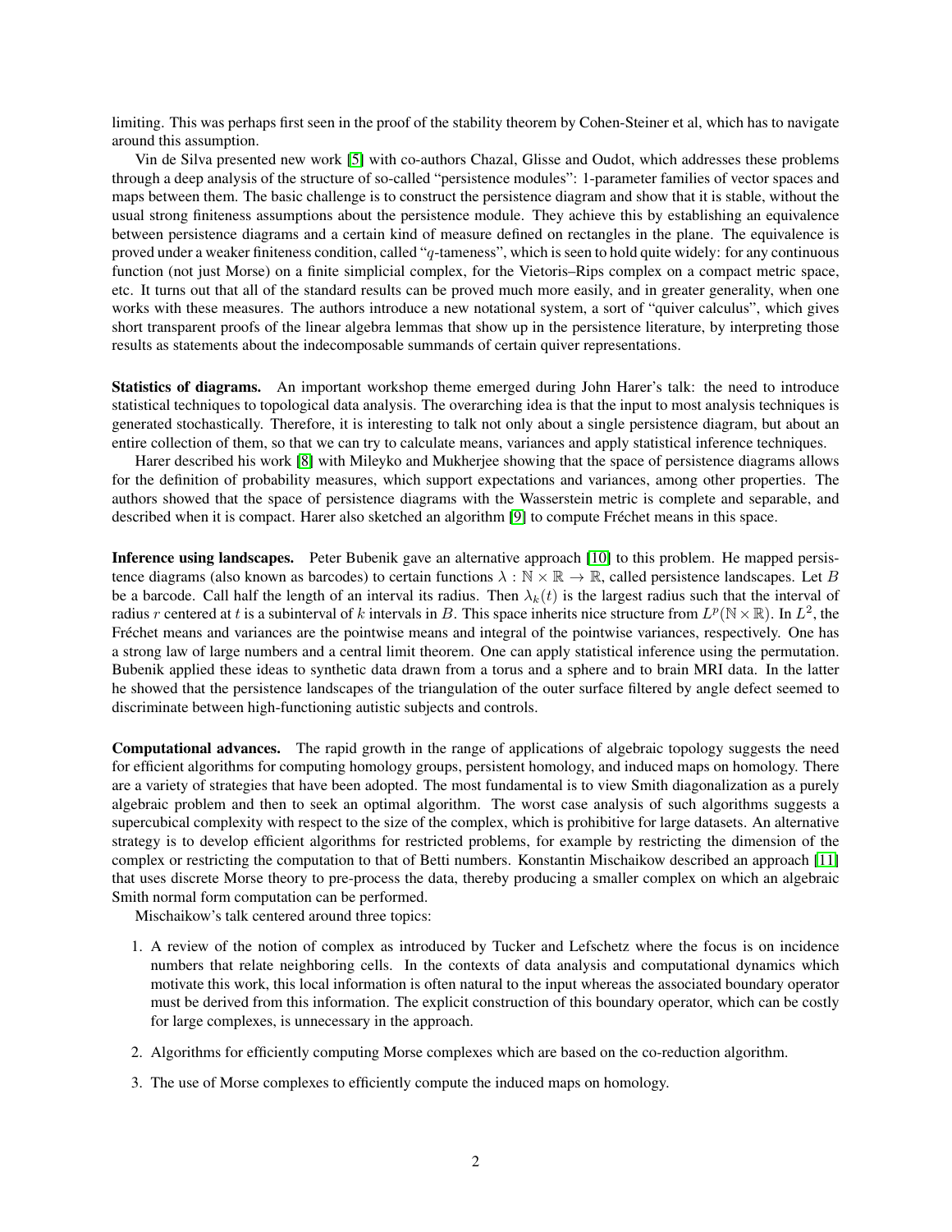limiting. This was perhaps first seen in the proof of the stability theorem by Cohen-Steiner et al, which has to navigate around this assumption.

Vin de Silva presented new work [5] with co-authors Chazal, Glisse and Oudot, which addresses these problems through a deep analysis of the structure of so-called "persistence modules": 1-parameter families of vector spaces and maps between them. The basic challenge is to construct the persistence diagram and show that it is stable, without the usual strong finiteness assumptions about the persistence module. They achieve this by establishing an equivalence between persistence diagrams and a certain kind of measure defined on rectangles in the plane. The equivalence is proved under a weaker finiteness condition, called "$q$-tameness", which is seen to hold quite widely: for any continuous function (not just Morse) on a finite simplicial complex, for the Vietoris–Rips complex on a compact metric space, etc. It turns out that all of the standard results can be proved much more easily, and in greater generality, when one works with these measures. The authors introduce a new notational system, a sort of "quiver calculus", which gives short transparent proofs of the linear algebra lemmas that show up in the persistence literature, by interpreting those results as statements about the indecomposable summands of certain quiver representations.

**Statistics of diagrams.** An important workshop theme emerged during John Harer's talk: the need to introduce statistical techniques to topological data analysis. The overarching idea is that the input to most analysis techniques is generated stochastically. Therefore, it is interesting to talk not only about a single persistence diagram, but about an entire collection of them, so that we can try to calculate means, variances and apply statistical inference techniques.

Harer described his work [8] with Mileyko and Mukherjee showing that the space of persistence diagrams allows for the definition of probability measures, which support expectations and variances, among other properties. The authors showed that the space of persistence diagrams with the Wasserstein metric is complete and separable, and described when it is compact. Harer also sketched an algorithm [9] to compute Fréchet means in this space.

**Inference using landscapes.** Peter Bubenik gave an alternative approach [10] to this problem. He mapped persistence diagrams (also known as barcodes) to certain functions $\lambda : \mathbb{N} \times \mathbb{R} \to \mathbb{R}$, called persistence landscapes. Let $B$ be a barcode. Call half the length of an interval its radius. Then $\lambda_k(t)$ is the largest radius such that the interval of radius $r$ centered at $t$ is a subinterval of $k$ intervals in $B$. This space inherits nice structure from $L^p(\mathbb{N} \times \mathbb{R})$. In $L^2$, the Fréchet means and variances are the pointwise means and integral of the pointwise variances, respectively. One has a strong law of large numbers and a central limit theorem. One can apply statistical inference using the permutation. Bubenik applied these ideas to synthetic data drawn from a torus and a sphere and to brain MRI data. In the latter he showed that the persistence landscapes of the triangulation of the outer surface filtered by angle defect seemed to discriminate between high-functioning autistic subjects and controls.

**Computational advances.** The rapid growth in the range of applications of algebraic topology suggests the need for efficient algorithms for computing homology groups, persistent homology, and induced maps on homology. There are a variety of strategies that have been adopted. The most fundamental is to view Smith diagonalization as a purely algebraic problem and then to seek an optimal algorithm. The worst case analysis of such algorithms suggests a supercubical complexity with respect to the size of the complex, which is prohibitive for large datasets. An alternative strategy is to develop efficient algorithms for restricted problems, for example by restricting the dimension of the complex or restricting the computation to that of Betti numbers. Konstantin Mischaikow described an approach [11] that uses discrete Morse theory to pre-process the data, thereby producing a smaller complex on which an algebraic Smith normal form computation can be performed.

Mischaikow's talk centered around three topics:

1. A review of the notion of complex as introduced by Tucker and Lefschetz where the focus is on incidence numbers that relate neighboring cells. In the contexts of data analysis and computational dynamics which motivate this work, this local information is often natural to the input whereas the associated boundary operator must be derived from this information. The explicit construction of this boundary operator, which can be costly for large complexes, is unnecessary in the approach.

2. Algorithms for efficiently computing Morse complexes which are based on the co-reduction algorithm.

3. The use of Morse complexes to efficiently compute the induced maps on homology.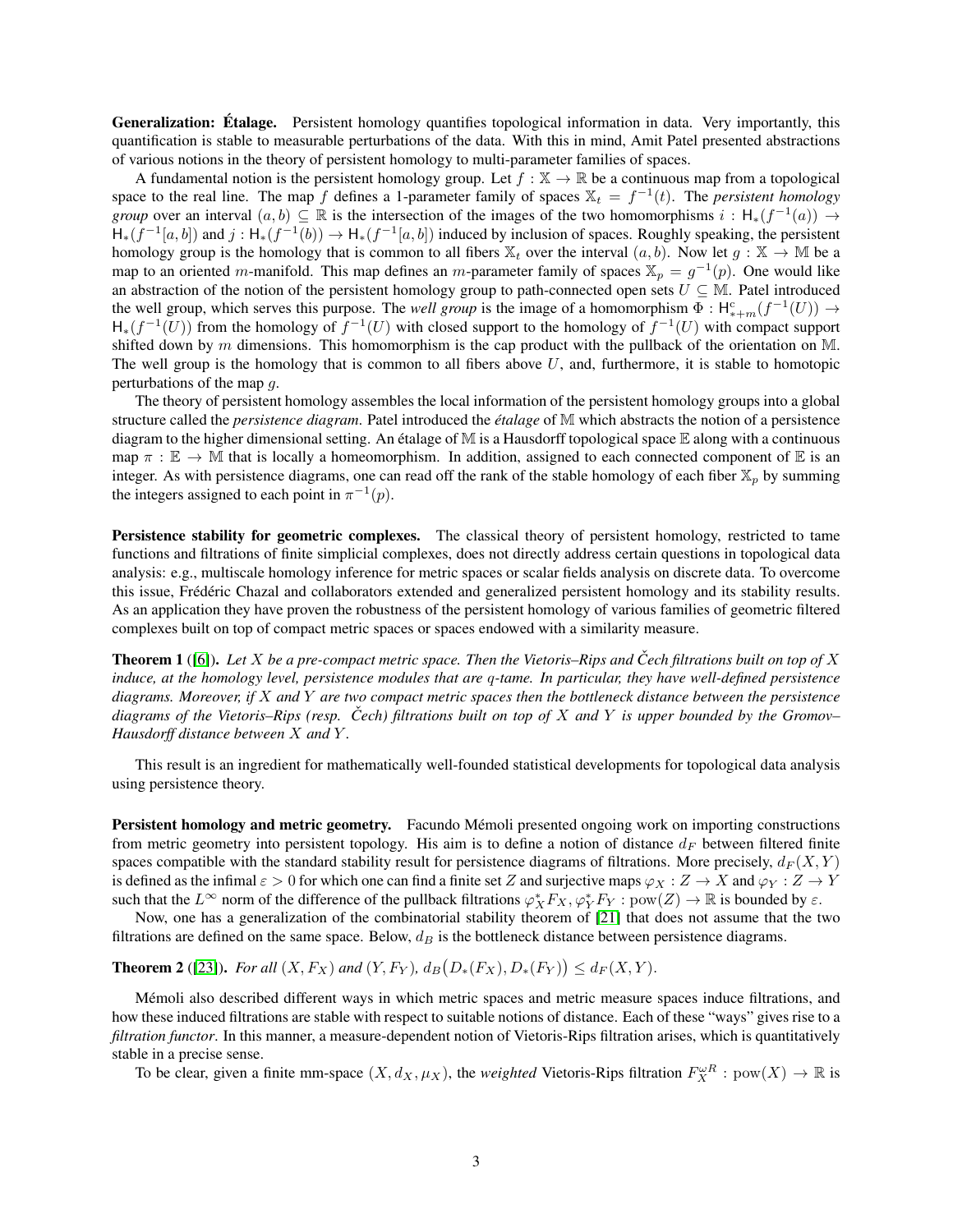**Generalization: Étalage.** Persistent homology quantifies topological information in data. Very importantly, this quantification is stable to measurable perturbations of the data. With this in mind, Amit Patel presented abstractions of various notions in the theory of persistent homology to multi-parameter families of spaces.

A fundamental notion is the persistent homology group. Let $f : \mathbb{X} \to \mathbb{R}$ be a continuous map from a topological space to the real line. The map $f$ defines a 1-parameter family of spaces $\mathbb{X}_t = f^{-1}(t)$. The *persistent homology group* over an interval $(a, b) \subseteq \mathbb{R}$ is the intersection of the images of the two homomorphisms $i : \mathsf{H}_*(f^{-1}(a)) \to \mathsf{H}_*(f^{-1}[a, b])$ and $j : \mathsf{H}_*(f^{-1}(b)) \to \mathsf{H}_*(f^{-1}[a, b])$ induced by inclusion of spaces. Roughly speaking, the persistent homology group is the homology that is common to all fibers $\mathbb{X}_t$ over the interval $(a, b)$. Now let $g : \mathbb{X} \to \mathbb{M}$ be a map to an oriented $m$-manifold. This map defines an $m$-parameter family of spaces $\mathbb{X}_p = g^{-1}(p)$. One would like an abstraction of the notion of the persistent homology group to path-connected open sets $U \subseteq \mathbb{M}$. Patel introduced the well group, which serves this purpose. The *well group* is the image of a homomorphism $\Phi : \mathsf{H}^{\mathrm{c}}_{*+m}(f^{-1}(U)) \to \mathsf{H}_*(f^{-1}(U))$ from the homology of $f^{-1}(U)$ with closed support to the homology of $f^{-1}(U)$ with compact support shifted down by $m$ dimensions. This homomorphism is the cap product with the pullback of the orientation on $\mathbb{M}$. The well group is the homology that is common to all fibers above $U$, and, furthermore, it is stable to homotopic perturbations of the map $g$.

The theory of persistent homology assembles the local information of the persistent homology groups into a global structure called the *persistence diagram*. Patel introduced the *étalage* of $\mathbb{M}$ which abstracts the notion of a persistence diagram to the higher dimensional setting. An étalage of $\mathbb{M}$ is a Hausdorff topological space $\mathbb{E}$ along with a continuous map $\pi : \mathbb{E} \to \mathbb{M}$ that is locally a homeomorphism. In addition, assigned to each connected component of $\mathbb{E}$ is an integer. As with persistence diagrams, one can read off the rank of the stable homology of each fiber $\mathbb{X}_p$ by summing the integers assigned to each point in $\pi^{-1}(p)$.

**Persistence stability for geometric complexes.** The classical theory of persistent homology, restricted to tame functions and filtrations of finite simplicial complexes, does not directly address certain questions in topological data analysis: e.g., multiscale homology inference for metric spaces or scalar fields analysis on discrete data. To overcome this issue, Frédéric Chazal and collaborators extended and generalized persistent homology and its stability results. As an application they have proven the robustness of the persistent homology of various families of geometric filtered complexes built on top of compact metric spaces or spaces endowed with a similarity measure.

**Theorem 1** ([6]). *Let $X$ be a pre-compact metric space. Then the Vietoris–Rips and Čech filtrations built on top of $X$ induce, at the homology level, persistence modules that are $q$-tame. In particular, they have well-defined persistence diagrams. Moreover, if $X$ and $Y$ are two compact metric spaces then the bottleneck distance between the persistence diagrams of the Vietoris–Rips (resp. Čech) filtrations built on top of $X$ and $Y$ is upper bounded by the Gromov–Hausdorff distance between $X$ and $Y$.*

This result is an ingredient for mathematically well-founded statistical developments for topological data analysis using persistence theory.

**Persistent homology and metric geometry.** Facundo Mémoli presented ongoing work on importing constructions from metric geometry into persistent topology. His aim is to define a notion of distance $d_F$ between filtered finite spaces compatible with the standard stability result for persistence diagrams of filtrations. More precisely, $d_F(X, Y)$ is defined as the infimal $\varepsilon > 0$ for which one can find a finite set $Z$ and surjective maps $\varphi_X : Z \to X$ and $\varphi_Y : Z \to Y$ such that the $L^\infty$ norm of the difference of the pullback filtrations $\varphi_X^* F_X, \varphi_Y^* F_Y : \mathrm{pow}(Z) \to \mathbb{R}$ is bounded by $\varepsilon$.

Now, one has a generalization of the combinatorial stability theorem of [21] that does not assume that the two filtrations are defined on the same space. Below, $d_B$ is the bottleneck distance between persistence diagrams.

**Theorem 2** ([23]). *For all $(X, F_X)$ and $(Y, F_Y)$, $d_B\big(D_*(F_X), D_*(F_Y)\big) \leq d_F(X, Y)$.*

Mémoli also described different ways in which metric spaces and metric measure spaces induce filtrations, and how these induced filtrations are stable with respect to suitable notions of distance. Each of these "ways" gives rise to a *filtration functor*. In this manner, a measure-dependent notion of Vietoris-Rips filtration arises, which is quantitatively stable in a precise sense.

To be clear, given a finite mm-space $(X, d_X, \mu_X)$, the *weighted* Vietoris-Rips filtration $F_X^{\omega R} : \mathrm{pow}(X) \to \mathbb{R}$ is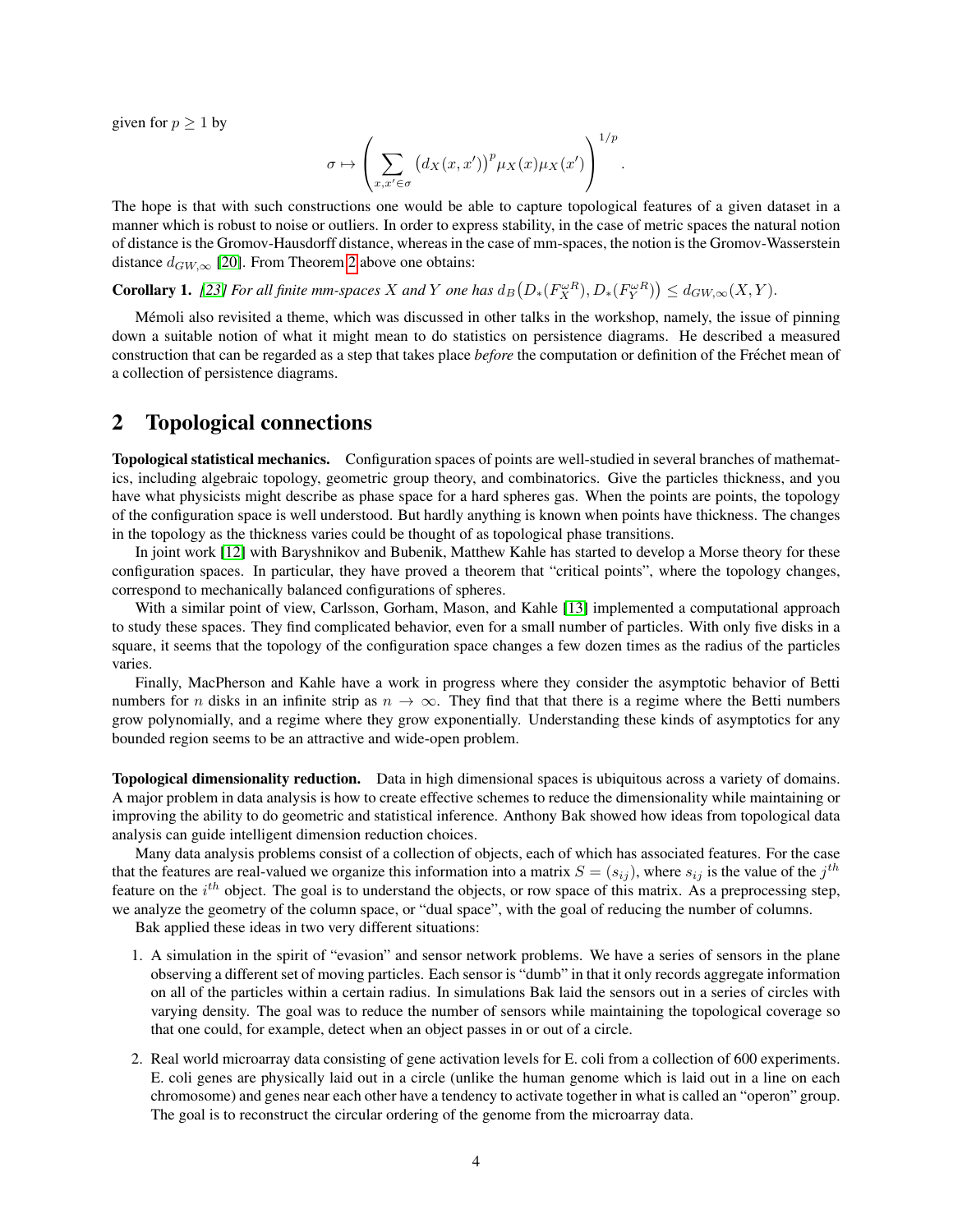given for $p \geq 1$ by

$$\sigma \mapsto \left( \sum_{x,x' \in \sigma} \big(d_X(x,x')\big)^p \mu_X(x)\mu_X(x') \right)^{1/p}.$$

The hope is that with such constructions one would be able to capture topological features of a given dataset in a manner which is robust to noise or outliers. In order to express stability, in the case of metric spaces the natural notion of distance is the Gromov-Hausdorff distance, whereas in the case of mm-spaces, the notion is the Gromov-Wasserstein distance $d_{GW,\infty}$ [20]. From Theorem 2 above one obtains:

**Corollary 1.** *[23] For all finite mm-spaces $X$ and $Y$ one has $d_B\big(D_*(F_X^{\omega R}), D_*(F_Y^{\omega R})\big) \leq d_{GW,\infty}(X,Y)$.*

Mémoli also revisited a theme, which was discussed in other talks in the workshop, namely, the issue of pinning down a suitable notion of what it might mean to do statistics on persistence diagrams. He described a measured construction that can be regarded as a step that takes place *before* the computation or definition of the Fréchet mean of a collection of persistence diagrams.

## 2 Topological connections

**Topological statistical mechanics.** Configuration spaces of points are well-studied in several branches of mathematics, including algebraic topology, geometric group theory, and combinatorics. Give the particles thickness, and you have what physicists might describe as phase space for a hard spheres gas. When the points are points, the topology of the configuration space is well understood. But hardly anything is known when points have thickness. The changes in the topology as the thickness varies could be thought of as topological phase transitions.

In joint work [12] with Baryshnikov and Bubenik, Matthew Kahle has started to develop a Morse theory for these configuration spaces. In particular, they have proved a theorem that "critical points", where the topology changes, correspond to mechanically balanced configurations of spheres.

With a similar point of view, Carlsson, Gorham, Mason, and Kahle [13] implemented a computational approach to study these spaces. They find complicated behavior, even for a small number of particles. With only five disks in a square, it seems that the topology of the configuration space changes a few dozen times as the radius of the particles varies.

Finally, MacPherson and Kahle have a work in progress where they consider the asymptotic behavior of Betti numbers for $n$ disks in an infinite strip as $n \to \infty$. They find that that there is a regime where the Betti numbers grow polynomially, and a regime where they grow exponentially. Understanding these kinds of asymptotics for any bounded region seems to be an attractive and wide-open problem.

**Topological dimensionality reduction.** Data in high dimensional spaces is ubiquitous across a variety of domains. A major problem in data analysis is how to create effective schemes to reduce the dimensionality while maintaining or improving the ability to do geometric and statistical inference. Anthony Bak showed how ideas from topological data analysis can guide intelligent dimension reduction choices.

Many data analysis problems consist of a collection of objects, each of which has associated features. For the case that the features are real-valued we organize this information into a matrix $S = (s_{ij})$, where $s_{ij}$ is the value of the $j^{th}$ feature on the $i^{th}$ object. The goal is to understand the objects, or row space of this matrix. As a preprocessing step, we analyze the geometry of the column space, or "dual space", with the goal of reducing the number of columns.

Bak applied these ideas in two very different situations:

1. A simulation in the spirit of "evasion" and sensor network problems. We have a series of sensors in the plane observing a different set of moving particles. Each sensor is "dumb" in that it only records aggregate information on all of the particles within a certain radius. In simulations Bak laid the sensors out in a series of circles with varying density. The goal was to reduce the number of sensors while maintaining the topological coverage so that one could, for example, detect when an object passes in or out of a circle.
2. Real world microarray data consisting of gene activation levels for E. coli from a collection of 600 experiments. E. coli genes are physically laid out in a circle (unlike the human genome which is laid out in a line on each chromosome) and genes near each other have a tendency to activate together in what is called an "operon" group. The goal is to reconstruct the circular ordering of the genome from the microarray data.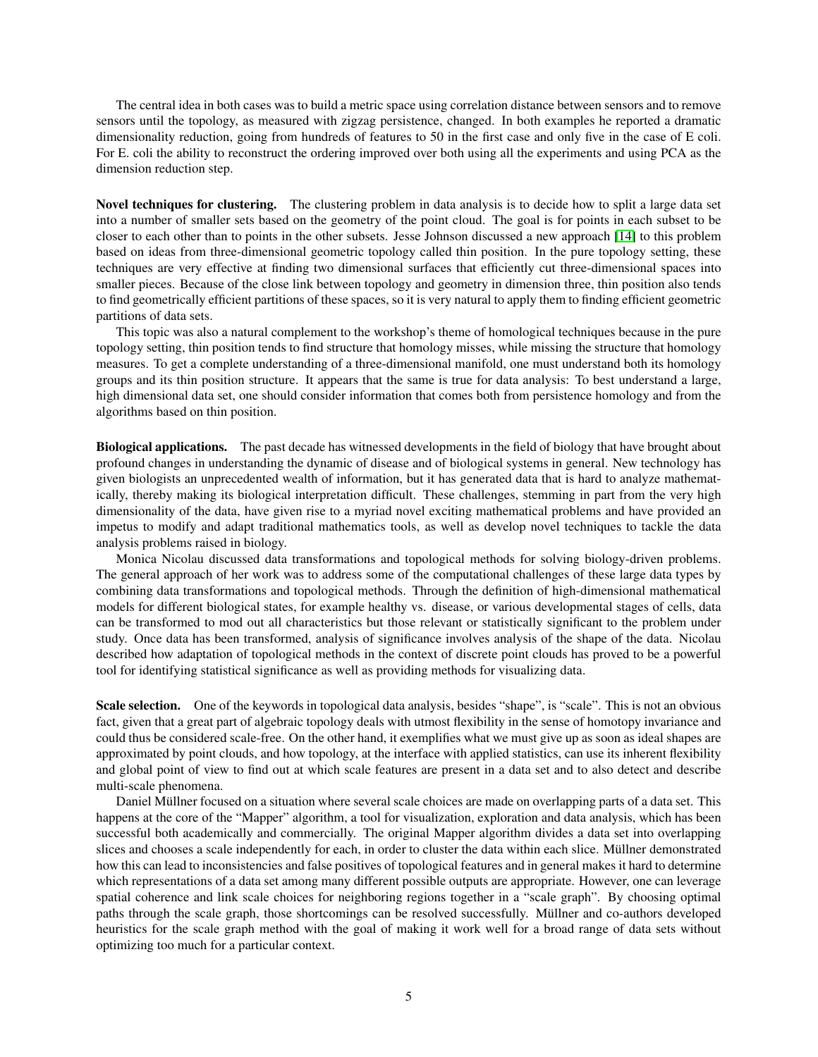The central idea in both cases was to build a metric space using correlation distance between sensors and to remove sensors until the topology, as measured with zigzag persistence, changed. In both examples he reported a dramatic dimensionality reduction, going from hundreds of features to 50 in the first case and only five in the case of E coli. For E. coli the ability to reconstruct the ordering improved over both using all the experiments and using PCA as the dimension reduction step.

**Novel techniques for clustering.** The clustering problem in data analysis is to decide how to split a large data set into a number of smaller sets based on the geometry of the point cloud. The goal is for points in each subset to be closer to each other than to points in the other subsets. Jesse Johnson discussed a new approach [14] to this problem based on ideas from three-dimensional geometric topology called thin position. In the pure topology setting, these techniques are very effective at finding two dimensional surfaces that efficiently cut three-dimensional spaces into smaller pieces. Because of the close link between topology and geometry in dimension three, thin position also tends to find geometrically efficient partitions of these spaces, so it is very natural to apply them to finding efficient geometric partitions of data sets.

This topic was also a natural complement to the workshop's theme of homological techniques because in the pure topology setting, thin position tends to find structure that homology misses, while missing the structure that homology measures. To get a complete understanding of a three-dimensional manifold, one must understand both its homology groups and its thin position structure. It appears that the same is true for data analysis: To best understand a large, high dimensional data set, one should consider information that comes both from persistence homology and from the algorithms based on thin position.

**Biological applications.** The past decade has witnessed developments in the field of biology that have brought about profound changes in understanding the dynamic of disease and of biological systems in general. New technology has given biologists an unprecedented wealth of information, but it has generated data that is hard to analyze mathematically, thereby making its biological interpretation difficult. These challenges, stemming in part from the very high dimensionality of the data, have given rise to a myriad novel exciting mathematical problems and have provided an impetus to modify and adapt traditional mathematics tools, as well as develop novel techniques to tackle the data analysis problems raised in biology.

Monica Nicolau discussed data transformations and topological methods for solving biology-driven problems. The general approach of her work was to address some of the computational challenges of these large data types by combining data transformations and topological methods. Through the definition of high-dimensional mathematical models for different biological states, for example healthy vs. disease, or various developmental stages of cells, data can be transformed to mod out all characteristics but those relevant or statistically significant to the problem under study. Once data has been transformed, analysis of significance involves analysis of the shape of the data. Nicolau described how adaptation of topological methods in the context of discrete point clouds has proved to be a powerful tool for identifying statistical significance as well as providing methods for visualizing data.

**Scale selection.** One of the keywords in topological data analysis, besides "shape", is "scale". This is not an obvious fact, given that a great part of algebraic topology deals with utmost flexibility in the sense of homotopy invariance and could thus be considered scale-free. On the other hand, it exemplifies what we must give up as soon as ideal shapes are approximated by point clouds, and how topology, at the interface with applied statistics, can use its inherent flexibility and global point of view to find out at which scale features are present in a data set and to also detect and describe multi-scale phenomena.

Daniel Müllner focused on a situation where several scale choices are made on overlapping parts of a data set. This happens at the core of the "Mapper" algorithm, a tool for visualization, exploration and data analysis, which has been successful both academically and commercially. The original Mapper algorithm divides a data set into overlapping slices and chooses a scale independently for each, in order to cluster the data within each slice. Müllner demonstrated how this can lead to inconsistencies and false positives of topological features and in general makes it hard to determine which representations of a data set among many different possible outputs are appropriate. However, one can leverage spatial coherence and link scale choices for neighboring regions together in a "scale graph". By choosing optimal paths through the scale graph, those shortcomings can be resolved successfully. Müllner and co-authors developed heuristics for the scale graph method with the goal of making it work well for a broad range of data sets without optimizing too much for a particular context.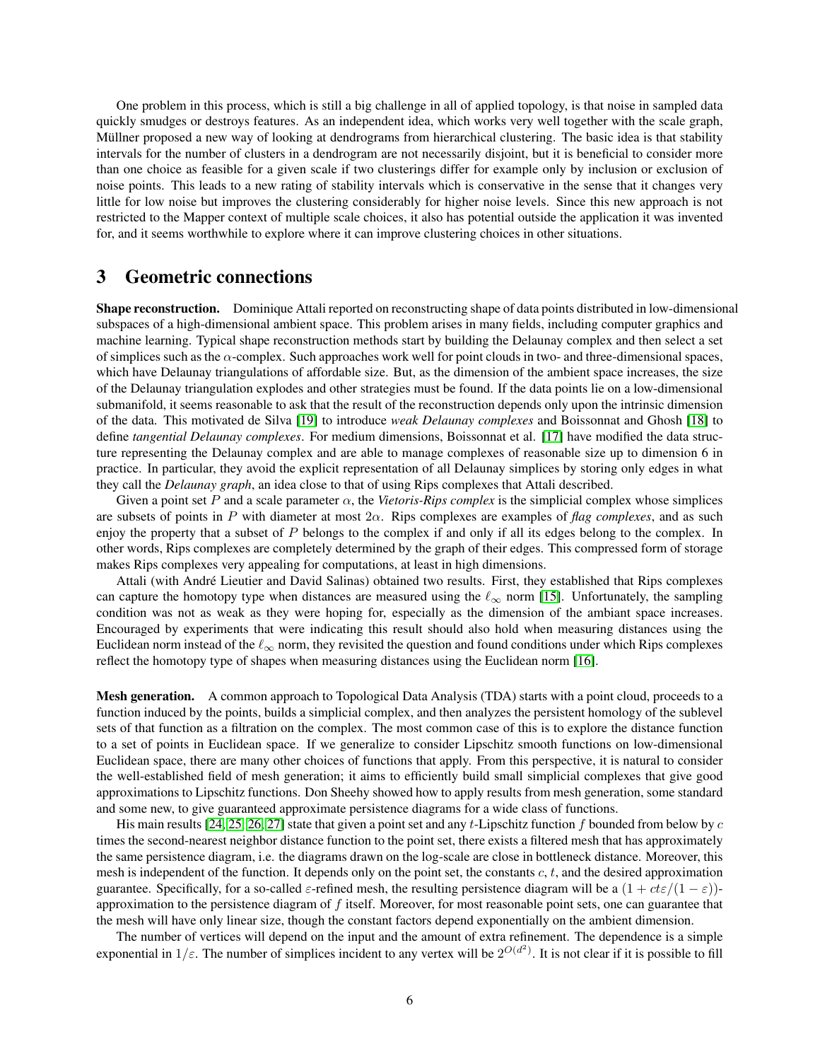One problem in this process, which is still a big challenge in all of applied topology, is that noise in sampled data quickly smudges or destroys features. As an independent idea, which works very well together with the scale graph, Müllner proposed a new way of looking at dendrograms from hierarchical clustering. The basic idea is that stability intervals for the number of clusters in a dendrogram are not necessarily disjoint, but it is beneficial to consider more than one choice as feasible for a given scale if two clusterings differ for example only by inclusion or exclusion of noise points. This leads to a new rating of stability intervals which is conservative in the sense that it changes very little for low noise but improves the clustering considerably for higher noise levels. Since this new approach is not restricted to the Mapper context of multiple scale choices, it also has potential outside the application it was invented for, and it seems worthwhile to explore where it can improve clustering choices in other situations.

# 3 Geometric connections

**Shape reconstruction.** Dominique Attali reported on reconstructing shape of data points distributed in low-dimensional subspaces of a high-dimensional ambient space. This problem arises in many fields, including computer graphics and machine learning. Typical shape reconstruction methods start by building the Delaunay complex and then select a set of simplices such as the $\alpha$-complex. Such approaches work well for point clouds in two- and three-dimensional spaces, which have Delaunay triangulations of affordable size. But, as the dimension of the ambient space increases, the size of the Delaunay triangulation explodes and other strategies must be found. If the data points lie on a low-dimensional submanifold, it seems reasonable to ask that the result of the reconstruction depends only upon the intrinsic dimension of the data. This motivated de Silva [19] to introduce *weak Delaunay complexes* and Boissonnat and Ghosh [18] to define *tangential Delaunay complexes*. For medium dimensions, Boissonnat et al. [17] have modified the data structure representing the Delaunay complex and are able to manage complexes of reasonable size up to dimension 6 in practice. In particular, they avoid the explicit representation of all Delaunay simplices by storing only edges in what they call the *Delaunay graph*, an idea close to that of using Rips complexes that Attali described.

Given a point set $P$ and a scale parameter $\alpha$, the *Vietoris-Rips complex* is the simplicial complex whose simplices are subsets of points in $P$ with diameter at most $2\alpha$. Rips complexes are examples of *flag complexes*, and as such enjoy the property that a subset of $P$ belongs to the complex if and only if all its edges belong to the complex. In other words, Rips complexes are completely determined by the graph of their edges. This compressed form of storage makes Rips complexes very appealing for computations, at least in high dimensions.

Attali (with André Lieutier and David Salinas) obtained two results. First, they established that Rips complexes can capture the homotopy type when distances are measured using the $\ell_\infty$ norm [15]. Unfortunately, the sampling condition was not as weak as they were hoping for, especially as the dimension of the ambiant space increases. Encouraged by experiments that were indicating this result should also hold when measuring distances using the Euclidean norm instead of the $\ell_\infty$ norm, they revisited the question and found conditions under which Rips complexes reflect the homotopy type of shapes when measuring distances using the Euclidean norm [16].

**Mesh generation.** A common approach to Topological Data Analysis (TDA) starts with a point cloud, proceeds to a function induced by the points, builds a simplicial complex, and then analyzes the persistent homology of the sublevel sets of that function as a filtration on the complex. The most common case of this is to explore the distance function to a set of points in Euclidean space. If we generalize to consider Lipschitz smooth functions on low-dimensional Euclidean space, there are many other choices of functions that apply. From this perspective, it is natural to consider the well-established field of mesh generation; it aims to efficiently build small simplicial complexes that give good approximations to Lipschitz functions. Don Sheehy showed how to apply results from mesh generation, some standard and some new, to give guaranteed approximate persistence diagrams for a wide class of functions.

His main results [24, 25, 26, 27] state that given a point set and any $t$-Lipschitz function $f$ bounded from below by $c$ times the second-nearest neighbor distance function to the point set, there exists a filtered mesh that has approximately the same persistence diagram, i.e. the diagrams drawn on the log-scale are close in bottleneck distance. Moreover, this mesh is independent of the function. It depends only on the point set, the constants $c$, $t$, and the desired approximation guarantee. Specifically, for a so-called $\varepsilon$-refined mesh, the resulting persistence diagram will be a $(1 + ct\varepsilon/(1-\varepsilon))$-approximation to the persistence diagram of $f$ itself. Moreover, for most reasonable point sets, one can guarantee that the mesh will have only linear size, though the constant factors depend exponentially on the ambient dimension.

The number of vertices will depend on the input and the amount of extra refinement. The dependence is a simple exponential in $1/\varepsilon$. The number of simplices incident to any vertex will be $2^{O(d^2)}$. It is not clear if it is possible to fill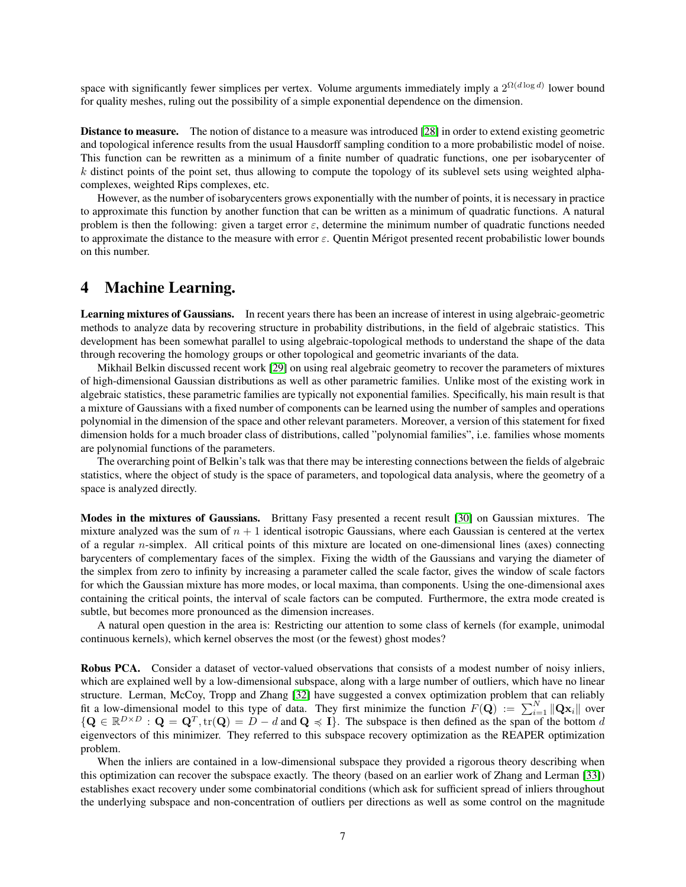space with significantly fewer simplices per vertex. Volume arguments immediately imply a $2^{\Omega(d \log d)}$ lower bound for quality meshes, ruling out the possibility of a simple exponential dependence on the dimension.

**Distance to measure.** The notion of distance to a measure was introduced [28] in order to extend existing geometric and topological inference results from the usual Hausdorff sampling condition to a more probabilistic model of noise. This function can be rewritten as a minimum of a finite number of quadratic functions, one per isobarycenter of $k$ distinct points of the point set, thus allowing to compute the topology of its sublevel sets using weighted alpha-complexes, weighted Rips complexes, etc.

However, as the number of isobarycenters grows exponentially with the number of points, it is necessary in practice to approximate this function by another function that can be written as a minimum of quadratic functions. A natural problem is then the following: given a target error $\varepsilon$, determine the minimum number of quadratic functions needed to approximate the distance to the measure with error $\varepsilon$. Quentin Mérigot presented recent probabilistic lower bounds on this number.

# 4 Machine Learning.

**Learning mixtures of Gaussians.** In recent years there has been an increase of interest in using algebraic-geometric methods to analyze data by recovering structure in probability distributions, in the field of algebraic statistics. This development has been somewhat parallel to using algebraic-topological methods to understand the shape of the data through recovering the homology groups or other topological and geometric invariants of the data.

Mikhail Belkin discussed recent work [29] on using real algebraic geometry to recover the parameters of mixtures of high-dimensional Gaussian distributions as well as other parametric families. Unlike most of the existing work in algebraic statistics, these parametric families are typically not exponential families. Specifically, his main result is that a mixture of Gaussians with a fixed number of components can be learned using the number of samples and operations polynomial in the dimension of the space and other relevant parameters. Moreover, a version of this statement for fixed dimension holds for a much broader class of distributions, called "polynomial families", i.e. families whose moments are polynomial functions of the parameters.

The overarching point of Belkin's talk was that there may be interesting connections between the fields of algebraic statistics, where the object of study is the space of parameters, and topological data analysis, where the geometry of a space is analyzed directly.

**Modes in the mixtures of Gaussians.** Brittany Fasy presented a recent result [30] on Gaussian mixtures. The mixture analyzed was the sum of $n + 1$ identical isotropic Gaussians, where each Gaussian is centered at the vertex of a regular $n$-simplex. All critical points of this mixture are located on one-dimensional lines (axes) connecting barycenters of complementary faces of the simplex. Fixing the width of the Gaussians and varying the diameter of the simplex from zero to infinity by increasing a parameter called the scale factor, gives the window of scale factors for which the Gaussian mixture has more modes, or local maxima, than components. Using the one-dimensional axes containing the critical points, the interval of scale factors can be computed. Furthermore, the extra mode created is subtle, but becomes more pronounced as the dimension increases.

A natural open question in the area is: Restricting our attention to some class of kernels (for example, unimodal continuous kernels), which kernel observes the most (or the fewest) ghost modes?

**Robus PCA.** Consider a dataset of vector-valued observations that consists of a modest number of noisy inliers, which are explained well by a low-dimensional subspace, along with a large number of outliers, which have no linear structure. Lerman, McCoy, Tropp and Zhang [32] have suggested a convex optimization problem that can reliably fit a low-dimensional model to this type of data. They first minimize the function $F(\mathbf{Q}) := \sum_{i=1}^{N} \|\mathbf{Q}\mathbf{x}_i\|$ over $\{\mathbf{Q} \in \mathbb{R}^{D \times D} : \mathbf{Q} = \mathbf{Q}^T, \mathrm{tr}(\mathbf{Q}) = D - d \text{ and } \mathbf{Q} \preccurlyeq \mathbf{I}\}$. The subspace is then defined as the span of the bottom $d$ eigenvectors of this minimizer. They referred to this subspace recovery optimization as the REAPER optimization problem.

When the inliers are contained in a low-dimensional subspace they provided a rigorous theory describing when this optimization can recover the subspace exactly. The theory (based on an earlier work of Zhang and Lerman [33]) establishes exact recovery under some combinatorial conditions (which ask for sufficient spread of inliers throughout the underlying subspace and non-concentration of outliers per directions as well as some control on the magnitude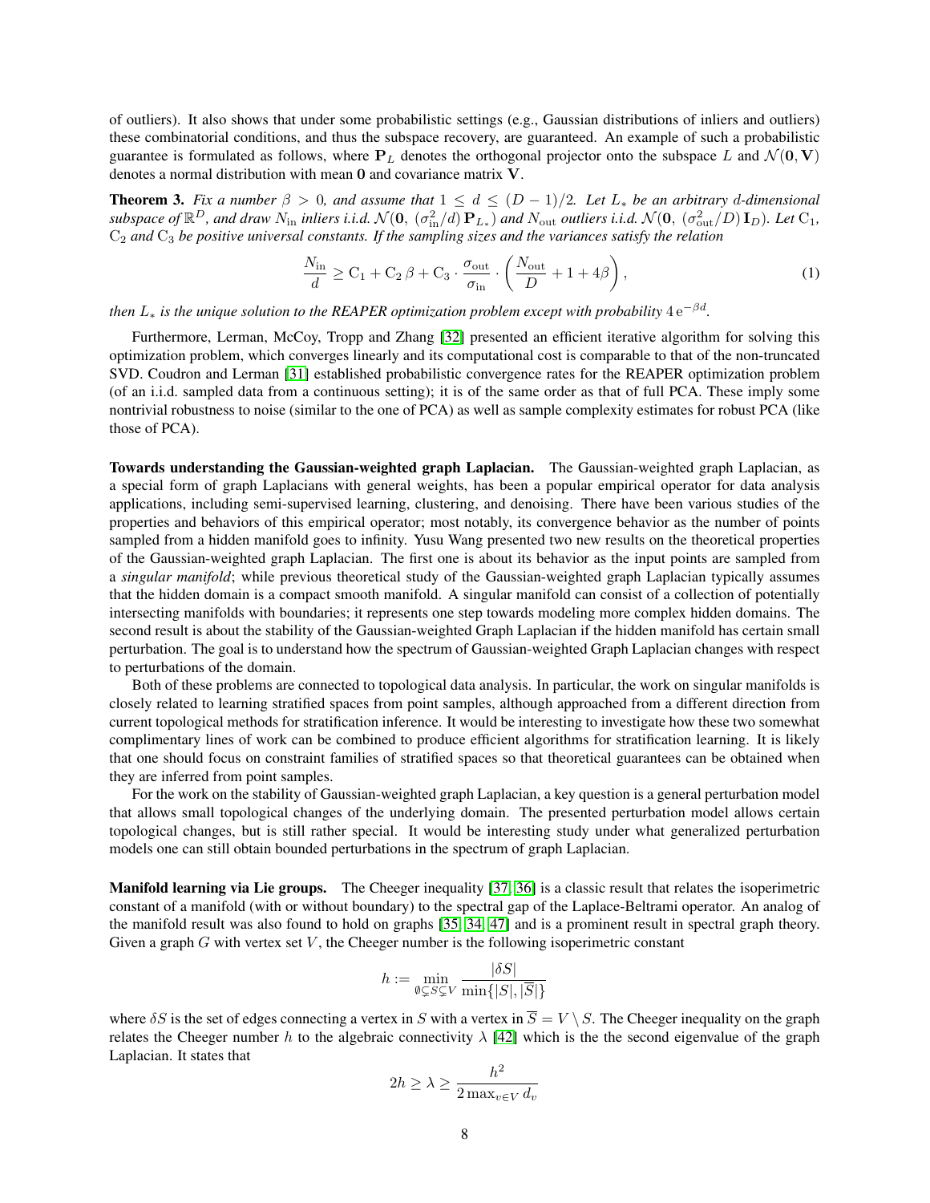of outliers). It also shows that under some probabilistic settings (e.g., Gaussian distributions of inliers and outliers) these combinatorial conditions, and thus the subspace recovery, are guaranteed. An example of such a probabilistic guarantee is formulated as follows, where $\mathbf{P}_L$ denotes the orthogonal projector onto the subspace $L$ and $\mathcal{N}(\mathbf{0}, \mathbf{V})$ denotes a normal distribution with mean $\mathbf{0}$ and covariance matrix $\mathbf{V}$.

**Theorem 3.** *Fix a number $\beta > 0$, and assume that $1 \leq d \leq (D-1)/2$. Let $L_*$ be an arbitrary $d$-dimensional subspace of $\mathbb{R}^D$, and draw $N_{\text{in}}$ inliers i.i.d. $\mathcal{N}(\mathbf{0},\, (\sigma_{\text{in}}^2/d)\,\mathbf{P}_{L_*})$ and $N_{\text{out}}$ outliers i.i.d. $\mathcal{N}(\mathbf{0},\, (\sigma_{\text{out}}^2/D)\,\mathbf{I}_D)$. Let $\mathrm{C}_1$, $\mathrm{C}_2$ and $\mathrm{C}_3$ be positive universal constants. If the sampling sizes and the variances satisfy the relation*

$$\frac{N_{\text{in}}}{d} \geq \mathrm{C}_1 + \mathrm{C}_2\,\beta + \mathrm{C}_3 \cdot \frac{\sigma_{\text{out}}}{\sigma_{\text{in}}} \cdot \left(\frac{N_{\text{out}}}{D} + 1 + 4\beta\right), \tag{1}$$

*then $L_*$ is the unique solution to the REAPER optimization problem except with probability $4\,\mathrm{e}^{-\beta d}$.*

Furthermore, Lerman, McCoy, Tropp and Zhang [32] presented an efficient iterative algorithm for solving this optimization problem, which converges linearly and its computational cost is comparable to that of the non-truncated SVD. Coudron and Lerman [31] established probabilistic convergence rates for the REAPER optimization problem (of an i.i.d. sampled data from a continuous setting); it is of the same order as that of full PCA. These imply some nontrivial robustness to noise (similar to the one of PCA) as well as sample complexity estimates for robust PCA (like those of PCA).

**Towards understanding the Gaussian-weighted graph Laplacian.** The Gaussian-weighted graph Laplacian, as a special form of graph Laplacians with general weights, has been a popular empirical operator for data analysis applications, including semi-supervised learning, clustering, and denoising. There have been various studies of the properties and behaviors of this empirical operator; most notably, its convergence behavior as the number of points sampled from a hidden manifold goes to infinity. Yusu Wang presented two new results on the theoretical properties of the Gaussian-weighted graph Laplacian. The first one is about its behavior as the input points are sampled from a *singular manifold*; while previous theoretical study of the Gaussian-weighted graph Laplacian typically assumes that the hidden domain is a compact smooth manifold. A singular manifold can consist of a collection of potentially intersecting manifolds with boundaries; it represents one step towards modeling more complex hidden domains. The second result is about the stability of the Gaussian-weighted Graph Laplacian if the hidden manifold has certain small perturbation. The goal is to understand how the spectrum of Gaussian-weighted Graph Laplacian changes with respect to perturbations of the domain.

Both of these problems are connected to topological data analysis. In particular, the work on singular manifolds is closely related to learning stratified spaces from point samples, although approached from a different direction from current topological methods for stratification inference. It would be interesting to investigate how these two somewhat complimentary lines of work can be combined to produce efficient algorithms for stratification learning. It is likely that one should focus on constraint families of stratified spaces so that theoretical guarantees can be obtained when they are inferred from point samples.

For the work on the stability of Gaussian-weighted graph Laplacian, a key question is a general perturbation model that allows small topological changes of the underlying domain. The presented perturbation model allows certain topological changes, but is still rather special. It would be interesting study under what generalized perturbation models one can still obtain bounded perturbations in the spectrum of graph Laplacian.

**Manifold learning via Lie groups.** The Cheeger inequality [37, 36] is a classic result that relates the isoperimetric constant of a manifold (with or without boundary) to the spectral gap of the Laplace-Beltrami operator. An analog of the manifold result was also found to hold on graphs [35, 34, 47] and is a prominent result in spectral graph theory. Given a graph $G$ with vertex set $V$, the Cheeger number is the following isoperimetric constant

$$h := \min_{\emptyset \subsetneq S \subsetneq V} \frac{|\delta S|}{\min\{|S|, |\overline{S}|\}}$$

where $\delta S$ is the set of edges connecting a vertex in $S$ with a vertex in $\overline{S} = V \setminus S$. The Cheeger inequality on the graph relates the Cheeger number $h$ to the algebraic connectivity $\lambda$ [42] which is the the second eigenvalue of the graph Laplacian. It states that

$$2h \geq \lambda \geq \frac{h^2}{2 \max_{v \in V} d_v}$$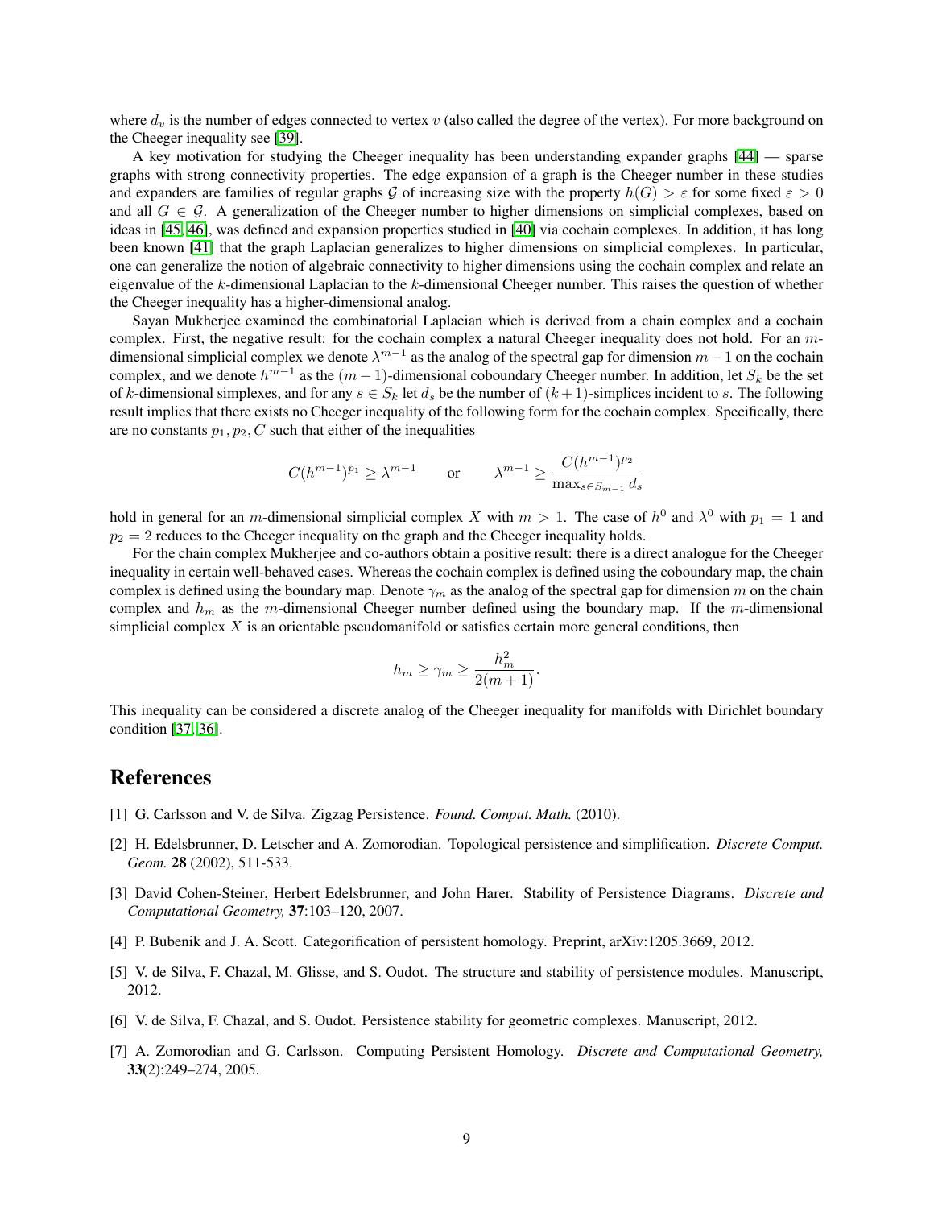where $d_v$ is the number of edges connected to vertex $v$ (also called the degree of the vertex). For more background on the Cheeger inequality see [39].

A key motivation for studying the Cheeger inequality has been understanding expander graphs [44] — sparse graphs with strong connectivity properties. The edge expansion of a graph is the Cheeger number in these studies and expanders are families of regular graphs $\mathcal{G}$ of increasing size with the property $h(G) > \varepsilon$ for some fixed $\varepsilon > 0$ and all $G \in \mathcal{G}$. A generalization of the Cheeger number to higher dimensions on simplicial complexes, based on ideas in [45, 46], was defined and expansion properties studied in [40] via cochain complexes. In addition, it has long been known [41] that the graph Laplacian generalizes to higher dimensions on simplicial complexes. In particular, one can generalize the notion of algebraic connectivity to higher dimensions using the cochain complex and relate an eigenvalue of the $k$-dimensional Laplacian to the $k$-dimensional Cheeger number. This raises the question of whether the Cheeger inequality has a higher-dimensional analog.

Sayan Mukherjee examined the combinatorial Laplacian which is derived from a chain complex and a cochain complex. First, the negative result: for the cochain complex a natural Cheeger inequality does not hold. For an $m$-dimensional simplicial complex we denote $\lambda^{m-1}$ as the analog of the spectral gap for dimension $m-1$ on the cochain complex, and we denote $h^{m-1}$ as the $(m-1)$-dimensional coboundary Cheeger number. In addition, let $S_k$ be the set of $k$-dimensional simplexes, and for any $s \in S_k$ let $d_s$ be the number of $(k+1)$-simplices incident to $s$. The following result implies that there exists no Cheeger inequality of the following form for the cochain complex. Specifically, there are no constants $p_1, p_2, C$ such that either of the inequalities

$$C(h^{m-1})^{p_1} \geq \lambda^{m-1} \qquad \text{or} \qquad \lambda^{m-1} \geq \frac{C(h^{m-1})^{p_2}}{\max_{s \in S_{m-1}} d_s}$$

hold in general for an $m$-dimensional simplicial complex $X$ with $m > 1$. The case of $h^0$ and $\lambda^0$ with $p_1 = 1$ and $p_2 = 2$ reduces to the Cheeger inequality on the graph and the Cheeger inequality holds.

For the chain complex Mukherjee and co-authors obtain a positive result: there is a direct analogue for the Cheeger inequality in certain well-behaved cases. Whereas the cochain complex is defined using the coboundary map, the chain complex is defined using the boundary map. Denote $\gamma_m$ as the analog of the spectral gap for dimension $m$ on the chain complex and $h_m$ as the $m$-dimensional Cheeger number defined using the boundary map. If the $m$-dimensional simplicial complex $X$ is an orientable pseudomanifold or satisfies certain more general conditions, then

$$h_m \geq \gamma_m \geq \frac{h_m^2}{2(m+1)}.$$

This inequality can be considered a discrete analog of the Cheeger inequality for manifolds with Dirichlet boundary condition [37, 36].

# References

[1] G. Carlsson and V. de Silva. Zigzag Persistence. *Found. Comput. Math.* (2010).

[2] H. Edelsbrunner, D. Letscher and A. Zomorodian. Topological persistence and simplification. *Discrete Comput. Geom.* **28** (2002), 511-533.

[3] David Cohen-Steiner, Herbert Edelsbrunner, and John Harer. Stability of Persistence Diagrams. *Discrete and Computational Geometry,* **37**:103–120, 2007.

[4] P. Bubenik and J. A. Scott. Categorification of persistent homology. Preprint, arXiv:1205.3669, 2012.

[5] V. de Silva, F. Chazal, M. Glisse, and S. Oudot. The structure and stability of persistence modules. Manuscript, 2012.

[6] V. de Silva, F. Chazal, and S. Oudot. Persistence stability for geometric complexes. Manuscript, 2012.

[7] A. Zomorodian and G. Carlsson. Computing Persistent Homology. *Discrete and Computational Geometry,* **33**(2):249–274, 2005.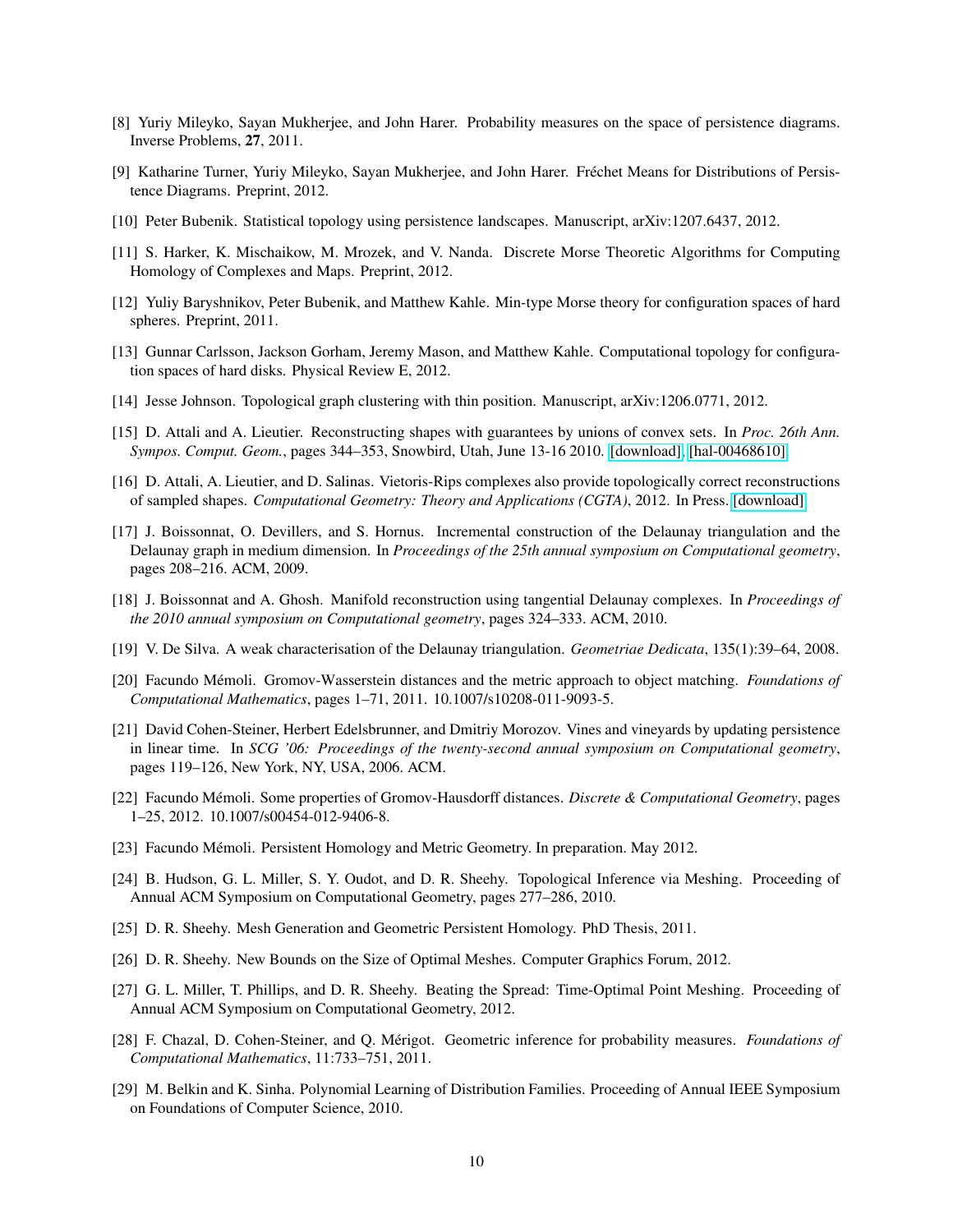[8] Yuriy Mileyko, Sayan Mukherjee, and John Harer. Probability measures on the space of persistence diagrams. Inverse Problems, **27**, 2011.

[9] Katharine Turner, Yuriy Mileyko, Sayan Mukherjee, and John Harer. Fréchet Means for Distributions of Persistence Diagrams. Preprint, 2012.

[10] Peter Bubenik. Statistical topology using persistence landscapes. Manuscript, arXiv:1207.6437, 2012.

[11] S. Harker, K. Mischaikow, M. Mrozek, and V. Nanda. Discrete Morse Theoretic Algorithms for Computing Homology of Complexes and Maps. Preprint, 2012.

[12] Yuliy Baryshnikov, Peter Bubenik, and Matthew Kahle. Min-type Morse theory for configuration spaces of hard spheres. Preprint, 2011.

[13] Gunnar Carlsson, Jackson Gorham, Jeremy Mason, and Matthew Kahle. Computational topology for configuration spaces of hard disks. Physical Review E, 2012.

[14] Jesse Johnson. Topological graph clustering with thin position. Manuscript, arXiv:1206.0771, 2012.

[15] D. Attali and A. Lieutier. Reconstructing shapes with guarantees by unions of convex sets. In *Proc. 26th Ann. Sympos. Comput. Geom.*, pages 344–353, Snowbird, Utah, June 13-16 2010. [download], [hal-00468610]

[16] D. Attali, A. Lieutier, and D. Salinas. Vietoris-Rips complexes also provide topologically correct reconstructions of sampled shapes. *Computational Geometry: Theory and Applications (CGTA)*, 2012. In Press. [download]

[17] J. Boissonnat, O. Devillers, and S. Hornus. Incremental construction of the Delaunay triangulation and the Delaunay graph in medium dimension. In *Proceedings of the 25th annual symposium on Computational geometry*, pages 208–216. ACM, 2009.

[18] J. Boissonnat and A. Ghosh. Manifold reconstruction using tangential Delaunay complexes. In *Proceedings of the 2010 annual symposium on Computational geometry*, pages 324–333. ACM, 2010.

[19] V. De Silva. A weak characterisation of the Delaunay triangulation. *Geometriae Dedicata*, 135(1):39–64, 2008.

[20] Facundo Mémoli. Gromov-Wasserstein distances and the metric approach to object matching. *Foundations of Computational Mathematics*, pages 1–71, 2011. 10.1007/s10208-011-9093-5.

[21] David Cohen-Steiner, Herbert Edelsbrunner, and Dmitriy Morozov. Vines and vineyards by updating persistence in linear time. In *SCG '06: Proceedings of the twenty-second annual symposium on Computational geometry*, pages 119–126, New York, NY, USA, 2006. ACM.

[22] Facundo Mémoli. Some properties of Gromov-Hausdorff distances. *Discrete & Computational Geometry*, pages 1–25, 2012. 10.1007/s00454-012-9406-8.

[23] Facundo Mémoli. Persistent Homology and Metric Geometry. In preparation. May 2012.

[24] B. Hudson, G. L. Miller, S. Y. Oudot, and D. R. Sheehy. Topological Inference via Meshing. Proceeding of Annual ACM Symposium on Computational Geometry, pages 277–286, 2010.

[25] D. R. Sheehy. Mesh Generation and Geometric Persistent Homology. PhD Thesis, 2011.

[26] D. R. Sheehy. New Bounds on the Size of Optimal Meshes. Computer Graphics Forum, 2012.

[27] G. L. Miller, T. Phillips, and D. R. Sheehy. Beating the Spread: Time-Optimal Point Meshing. Proceeding of Annual ACM Symposium on Computational Geometry, 2012.

[28] F. Chazal, D. Cohen-Steiner, and Q. Mérigot. Geometric inference for probability measures. *Foundations of Computational Mathematics*, 11:733–751, 2011.

[29] M. Belkin and K. Sinha. Polynomial Learning of Distribution Families. Proceeding of Annual IEEE Symposium on Foundations of Computer Science, 2010.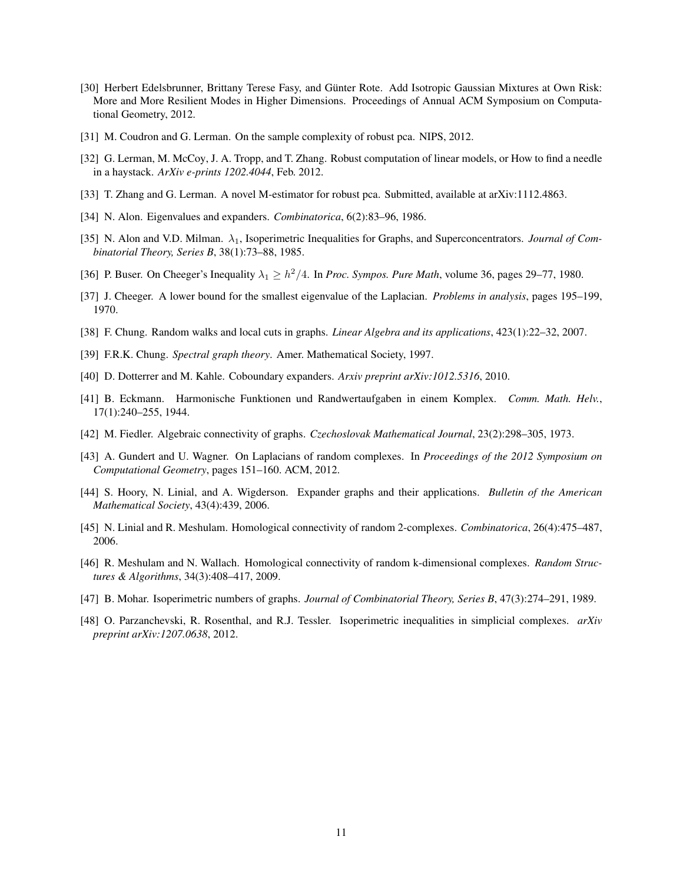[30] Herbert Edelsbrunner, Brittany Terese Fasy, and Günter Rote. Add Isotropic Gaussian Mixtures at Own Risk: More and More Resilient Modes in Higher Dimensions. Proceedings of Annual ACM Symposium on Computational Geometry, 2012.

[31] M. Coudron and G. Lerman. On the sample complexity of robust pca. NIPS, 2012.

[32] G. Lerman, M. McCoy, J. A. Tropp, and T. Zhang. Robust computation of linear models, or How to find a needle in a haystack. *ArXiv e-prints 1202.4044*, Feb. 2012.

[33] T. Zhang and G. Lerman. A novel M-estimator for robust pca. Submitted, available at arXiv:1112.4863.

[34] N. Alon. Eigenvalues and expanders. *Combinatorica*, 6(2):83–96, 1986.

[35] N. Alon and V.D. Milman. $\lambda_1$, Isoperimetric Inequalities for Graphs, and Superconcentrators. *Journal of Combinatorial Theory, Series B*, 38(1):73–88, 1985.

[36] P. Buser. On Cheeger's Inequality $\lambda_1 \geq h^2/4$. In *Proc. Sympos. Pure Math*, volume 36, pages 29–77, 1980.

[37] J. Cheeger. A lower bound for the smallest eigenvalue of the Laplacian. *Problems in analysis*, pages 195–199, 1970.

[38] F. Chung. Random walks and local cuts in graphs. *Linear Algebra and its applications*, 423(1):22–32, 2007.

[39] F.R.K. Chung. *Spectral graph theory*. Amer. Mathematical Society, 1997.

[40] D. Dotterrer and M. Kahle. Coboundary expanders. *Arxiv preprint arXiv:1012.5316*, 2010.

[41] B. Eckmann. Harmonische Funktionen und Randwertaufgaben in einem Komplex. *Comm. Math. Helv.*, 17(1):240–255, 1944.

[42] M. Fiedler. Algebraic connectivity of graphs. *Czechoslovak Mathematical Journal*, 23(2):298–305, 1973.

[43] A. Gundert and U. Wagner. On Laplacians of random complexes. In *Proceedings of the 2012 Symposium on Computational Geometry*, pages 151–160. ACM, 2012.

[44] S. Hoory, N. Linial, and A. Wigderson. Expander graphs and their applications. *Bulletin of the American Mathematical Society*, 43(4):439, 2006.

[45] N. Linial and R. Meshulam. Homological connectivity of random 2-complexes. *Combinatorica*, 26(4):475–487, 2006.

[46] R. Meshulam and N. Wallach. Homological connectivity of random k-dimensional complexes. *Random Structures & Algorithms*, 34(3):408–417, 2009.

[47] B. Mohar. Isoperimetric numbers of graphs. *Journal of Combinatorial Theory, Series B*, 47(3):274–291, 1989.

[48] O. Parzanchevski, R. Rosenthal, and R.J. Tessler. Isoperimetric inequalities in simplicial complexes. *arXiv preprint arXiv:1207.0638*, 2012.